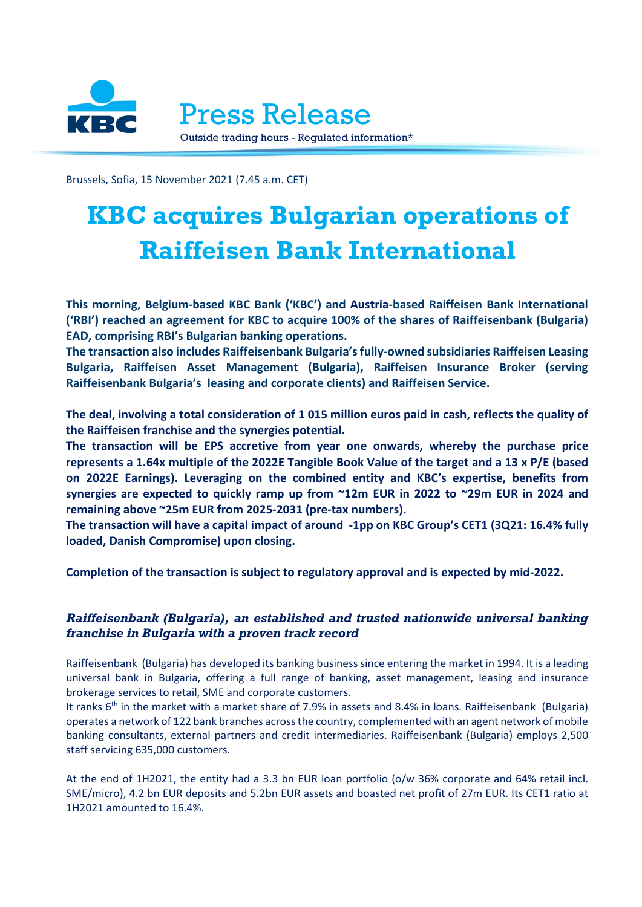Press Release

Outside trading hours - Regulated information*

Brussels, Sofia, 15 November 2021 (7.45 a.m. CET)

# KBC acquires Bulgarian operations of Raiffeisen Bank International

**This morning, Belgium-based KBC Bank ('KBC') and Austria-based Raiffeisen Bank International ('RBI') reached an agreement for KBC to acquire 100% of the shares of Raiffeisenbank (Bulgaria) EAD, comprising RBI's Bulgarian banking operations.**
**The transaction also includes Raiffeisenbank Bulgaria's fully-owned subsidiaries Raiffeisen Leasing Bulgaria, Raiffeisen Asset Management (Bulgaria), Raiffeisen Insurance Broker (serving Raiffeisenbank Bulgaria's leasing and corporate clients) and Raiffeisen Service.**

**The deal, involving a total consideration of 1 015 million euros paid in cash, reflects the quality of the Raiffeisen franchise and the synergies potential.**
**The transaction will be EPS accretive from year one onwards, whereby the purchase price represents a 1.64x multiple of the 2022E Tangible Book Value of the target and a 13 x P/E (based on 2022E Earnings). Leveraging on the combined entity and KBC's expertise, benefits from synergies are expected to quickly ramp up from ~12m EUR in 2022 to ~29m EUR in 2024 and remaining above ~25m EUR from 2025-2031 (pre-tax numbers).**
**The transaction will have a capital impact of around -1pp on KBC Group's CET1 (3Q21: 16.4% fully loaded, Danish Compromise) upon closing.**

**Completion of the transaction is subject to regulatory approval and is expected by mid-2022.**

### *Raiffeisenbank (Bulgaria), an established and trusted nationwide universal banking franchise in Bulgaria with a proven track record*

Raiffeisenbank (Bulgaria) has developed its banking business since entering the market in 1994. It is a leading universal bank in Bulgaria, offering a full range of banking, asset management, leasing and insurance brokerage services to retail, SME and corporate customers.
It ranks 6th in the market with a market share of 7.9% in assets and 8.4% in loans. Raiffeisenbank (Bulgaria) operates a network of 122 bank branches across the country, complemented with an agent network of mobile banking consultants, external partners and credit intermediaries. Raiffeisenbank (Bulgaria) employs 2,500 staff servicing 635,000 customers.

At the end of 1H2021, the entity had a 3.3 bn EUR loan portfolio (o/w 36% corporate and 64% retail incl. SME/micro), 4.2 bn EUR deposits and 5.2bn EUR assets and boasted net profit of 27m EUR. Its CET1 ratio at 1H2021 amounted to 16.4%.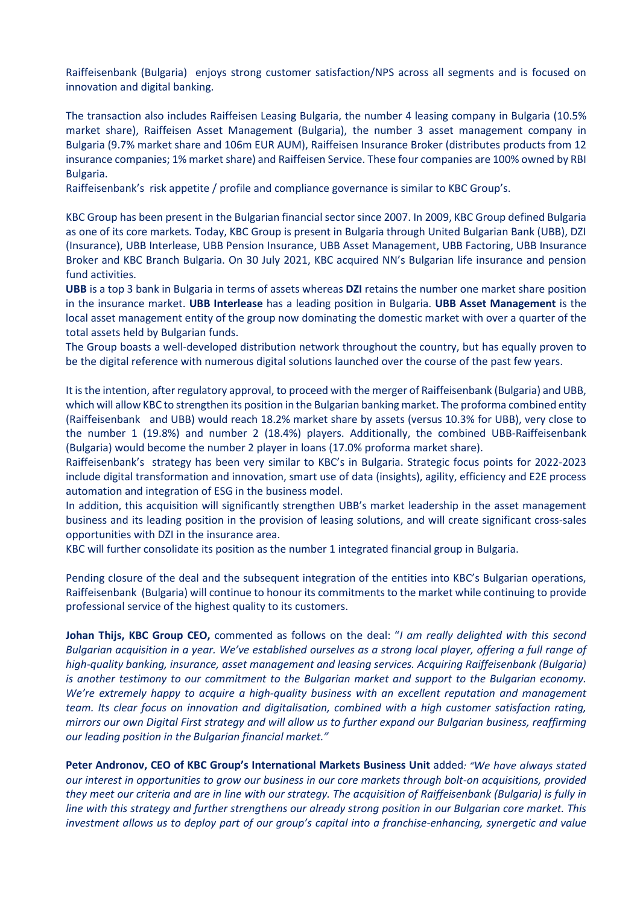Raiffeisenbank (Bulgaria) enjoys strong customer satisfaction/NPS across all segments and is focused on innovation and digital banking.

The transaction also includes Raiffeisen Leasing Bulgaria, the number 4 leasing company in Bulgaria (10.5% market share), Raiffeisen Asset Management (Bulgaria), the number 3 asset management company in Bulgaria (9.7% market share and 106m EUR AUM), Raiffeisen Insurance Broker (distributes products from 12 insurance companies; 1% market share) and Raiffeisen Service. These four companies are 100% owned by RBI Bulgaria.

Raiffeisenbank's risk appetite / profile and compliance governance is similar to KBC Group's.

KBC Group has been present in the Bulgarian financial sector since 2007. In 2009, KBC Group defined Bulgaria as one of its core markets. Today, KBC Group is present in Bulgaria through United Bulgarian Bank (UBB), DZI (Insurance), UBB Interlease, UBB Pension Insurance, UBB Asset Management, UBB Factoring, UBB Insurance Broker and KBC Branch Bulgaria. On 30 July 2021, KBC acquired NN's Bulgarian life insurance and pension fund activities.

**UBB** is a top 3 bank in Bulgaria in terms of assets whereas **DZI** retains the number one market share position in the insurance market. **UBB Interlease** has a leading position in Bulgaria. **UBB Asset Management** is the local asset management entity of the group now dominating the domestic market with over a quarter of the total assets held by Bulgarian funds.

The Group boasts a well-developed distribution network throughout the country, but has equally proven to be the digital reference with numerous digital solutions launched over the course of the past few years.

It is the intention, after regulatory approval, to proceed with the merger of Raiffeisenbank (Bulgaria) and UBB, which will allow KBC to strengthen its position in the Bulgarian banking market. The proforma combined entity (Raiffeisenbank and UBB) would reach 18.2% market share by assets (versus 10.3% for UBB), very close to the number 1 (19.8%) and number 2 (18.4%) players. Additionally, the combined UBB-Raiffeisenbank (Bulgaria) would become the number 2 player in loans (17.0% proforma market share).

Raiffeisenbank's strategy has been very similar to KBC's in Bulgaria. Strategic focus points for 2022-2023 include digital transformation and innovation, smart use of data (insights), agility, efficiency and E2E process automation and integration of ESG in the business model.

In addition, this acquisition will significantly strengthen UBB's market leadership in the asset management business and its leading position in the provision of leasing solutions, and will create significant cross-sales opportunities with DZI in the insurance area.

KBC will further consolidate its position as the number 1 integrated financial group in Bulgaria.

Pending closure of the deal and the subsequent integration of the entities into KBC's Bulgarian operations, Raiffeisenbank (Bulgaria) will continue to honour its commitments to the market while continuing to provide professional service of the highest quality to its customers.

**Johan Thijs, KBC Group CEO,** commented as follows on the deal: "*I am really delighted with this second Bulgarian acquisition in a year. We've established ourselves as a strong local player, offering a full range of high-quality banking, insurance, asset management and leasing services. Acquiring Raiffeisenbank (Bulgaria) is another testimony to our commitment to the Bulgarian market and support to the Bulgarian economy. We're extremely happy to acquire a high-quality business with an excellent reputation and management team. Its clear focus on innovation and digitalisation, combined with a high customer satisfaction rating, mirrors our own Digital First strategy and will allow us to further expand our Bulgarian business, reaffirming our leading position in the Bulgarian financial market."*

**Peter Andronov, CEO of KBC Group's International Markets Business Unit** added*: "We have always stated our interest in opportunities to grow our business in our core markets through bolt-on acquisitions, provided they meet our criteria and are in line with our strategy. The acquisition of Raiffeisenbank (Bulgaria) is fully in line with this strategy and further strengthens our already strong position in our Bulgarian core market. This investment allows us to deploy part of our group's capital into a franchise-enhancing, synergetic and value*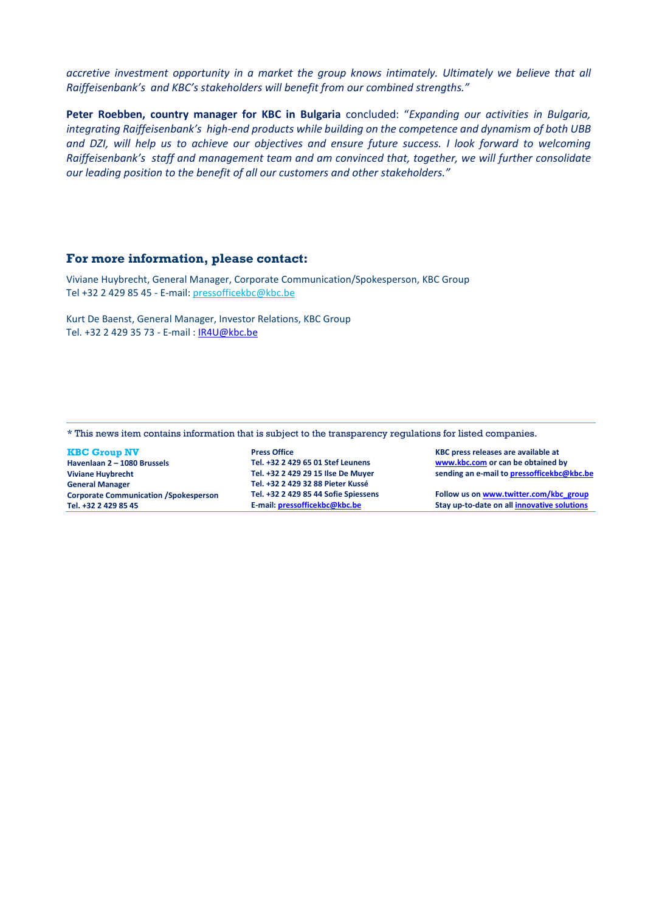*accretive investment opportunity in a market the group knows intimately. Ultimately we believe that all Raiffeisenbank's and KBC's stakeholders will benefit from our combined strengths."*

**Peter Roebben, country manager for KBC in Bulgaria** concluded: "*Expanding our activities in Bulgaria, integrating Raiffeisenbank's high-end products while building on the competence and dynamism of both UBB and DZI, will help us to achieve our objectives and ensure future success. I look forward to welcoming Raiffeisenbank's staff and management team and am convinced that, together, we will further consolidate our leading position to the benefit of all our customers and other stakeholders."*

## For more information, please contact:

Viviane Huybrecht, General Manager, Corporate Communication/Spokesperson, KBC Group
Tel +32 2 429 85 45 - E-mail: pressofficekbc@kbc.be

Kurt De Baenst, General Manager, Investor Relations, KBC Group
Tel. +32 2 429 35 73 - E-mail : IR4U@kbc.be

---

* This news item contains information that is subject to the transparency regulations for listed companies.

**KBC Group NV**
**Havenlaan 2 – 1080 Brussels**
**Viviane Huybrecht**
**General Manager**
**Corporate Communication /Spokesperson**
**Tel. +32 2 429 85 45**

**Press Office**
**Tel. +32 2 429 65 01 Stef Leunens**
**Tel. +32 2 429 29 15 Ilse De Muyer**
**Tel. +32 2 429 32 88 Pieter Kussé**
**Tel. +32 2 429 85 44 Sofie Spiessens**
**E-mail: pressofficekbc@kbc.be**

**KBC press releases are available at www.kbc.com or can be obtained by sending an e-mail to pressofficekbc@kbc.be**

**Follow us on www.twitter.com/kbc_group**
**Stay up-to-date on all innovative solutions**